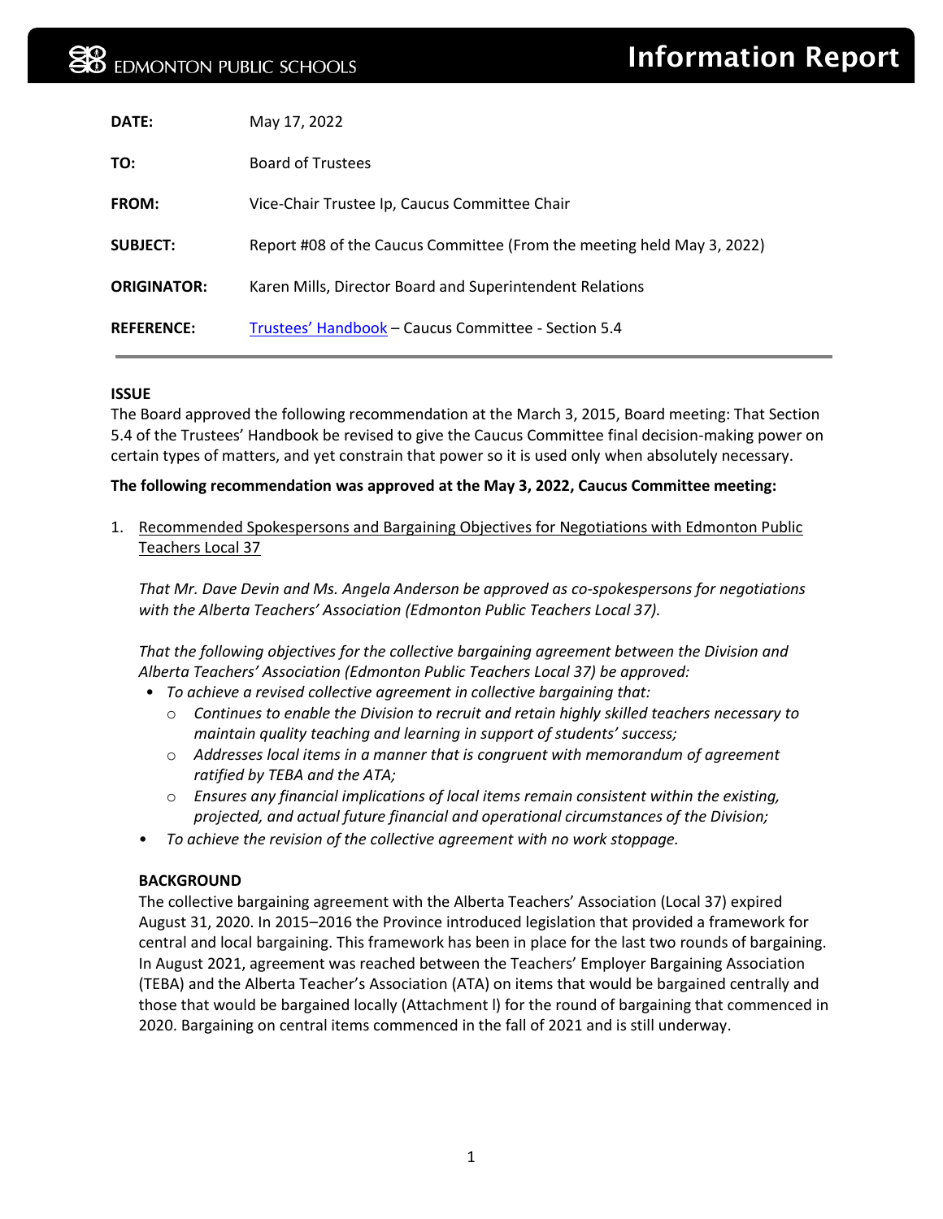EDMONTON PUBLIC SCHOOLS

# Information Report

| | |
|---|---|
| **DATE:** | May 17, 2022 |
| **TO:** | Board of Trustees |
| **FROM:** | Vice-Chair Trustee Ip, Caucus Committee Chair |
| **SUBJECT:** | Report #08 of the Caucus Committee (From the meeting held May 3, 2022) |
| **ORIGINATOR:** | Karen Mills, Director Board and Superintendent Relations |
| **REFERENCE:** | Trustees' Handbook – Caucus Committee - Section 5.4 |

**ISSUE**

The Board approved the following recommendation at the March 3, 2015, Board meeting: That Section 5.4 of the Trustees' Handbook be revised to give the Caucus Committee final decision-making power on certain types of matters, and yet constrain that power so it is used only when absolutely necessary.

**The following recommendation was approved at the May 3, 2022, Caucus Committee meeting:**

1. Recommended Spokespersons and Bargaining Objectives for Negotiations with Edmonton Public Teachers Local 37

   *That Mr. Dave Devin and Ms. Angela Anderson be approved as co-spokespersons for negotiations with the Alberta Teachers' Association (Edmonton Public Teachers Local 37).*

   *That the following objectives for the collective bargaining agreement between the Division and Alberta Teachers' Association (Edmonton Public Teachers Local 37) be approved:*
   - *To achieve a revised collective agreement in collective bargaining that:*
     - *Continues to enable the Division to recruit and retain highly skilled teachers necessary to maintain quality teaching and learning in support of students' success;*
     - *Addresses local items in a manner that is congruent with memorandum of agreement ratified by TEBA and the ATA;*
     - *Ensures any financial implications of local items remain consistent within the existing, projected, and actual future financial and operational circumstances of the Division;*
   - *To achieve the revision of the collective agreement with no work stoppage.*

   **BACKGROUND**

   The collective bargaining agreement with the Alberta Teachers' Association (Local 37) expired August 31, 2020. In 2015–2016 the Province introduced legislation that provided a framework for central and local bargaining. This framework has been in place for the last two rounds of bargaining. In August 2021, agreement was reached between the Teachers' Employer Bargaining Association (TEBA) and the Alberta Teacher's Association (ATA) on items that would be bargained centrally and those that would be bargained locally (Attachment I) for the round of bargaining that commenced in 2020. Bargaining on central items commenced in the fall of 2021 and is still underway.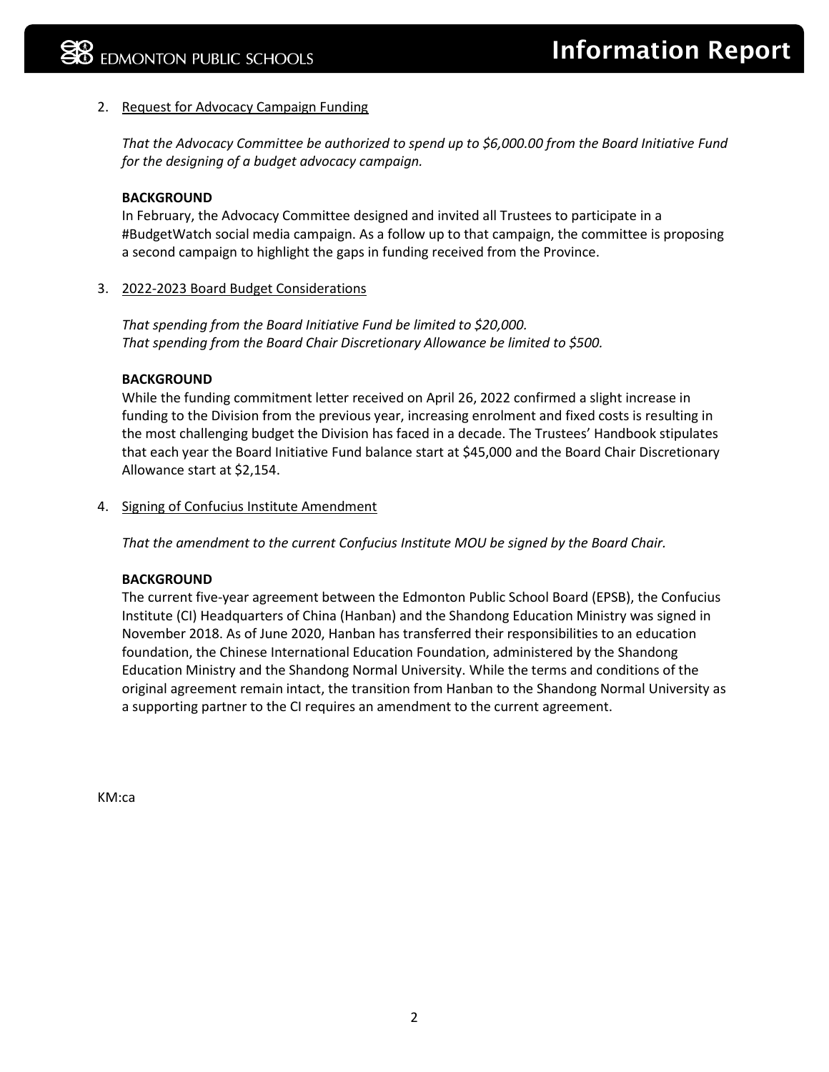2. <u>Request for Advocacy Campaign Funding</u>

   *That the Advocacy Committee be authorized to spend up to $6,000.00 from the Board Initiative Fund for the designing of a budget advocacy campaign.*

   **BACKGROUND**

   In February, the Advocacy Committee designed and invited all Trustees to participate in a #BudgetWatch social media campaign. As a follow up to that campaign, the committee is proposing a second campaign to highlight the gaps in funding received from the Province.

3. <u>2022-2023 Board Budget Considerations</u>

   *That spending from the Board Initiative Fund be limited to $20,000.*
   *That spending from the Board Chair Discretionary Allowance be limited to $500.*

   **BACKGROUND**

   While the funding commitment letter received on April 26, 2022 confirmed a slight increase in funding to the Division from the previous year, increasing enrolment and fixed costs is resulting in the most challenging budget the Division has faced in a decade. The Trustees' Handbook stipulates that each year the Board Initiative Fund balance start at $45,000 and the Board Chair Discretionary Allowance start at $2,154.

4. <u>Signing of Confucius Institute Amendment</u>

   *That the amendment to the current Confucius Institute MOU be signed by the Board Chair.*

   **BACKGROUND**

   The current five-year agreement between the Edmonton Public School Board (EPSB), the Confucius Institute (CI) Headquarters of China (Hanban) and the Shandong Education Ministry was signed in November 2018. As of June 2020, Hanban has transferred their responsibilities to an education foundation, the Chinese International Education Foundation, administered by the Shandong Education Ministry and the Shandong Normal University. While the terms and conditions of the original agreement remain intact, the transition from Hanban to the Shandong Normal University as a supporting partner to the CI requires an amendment to the current agreement.

KM:ca